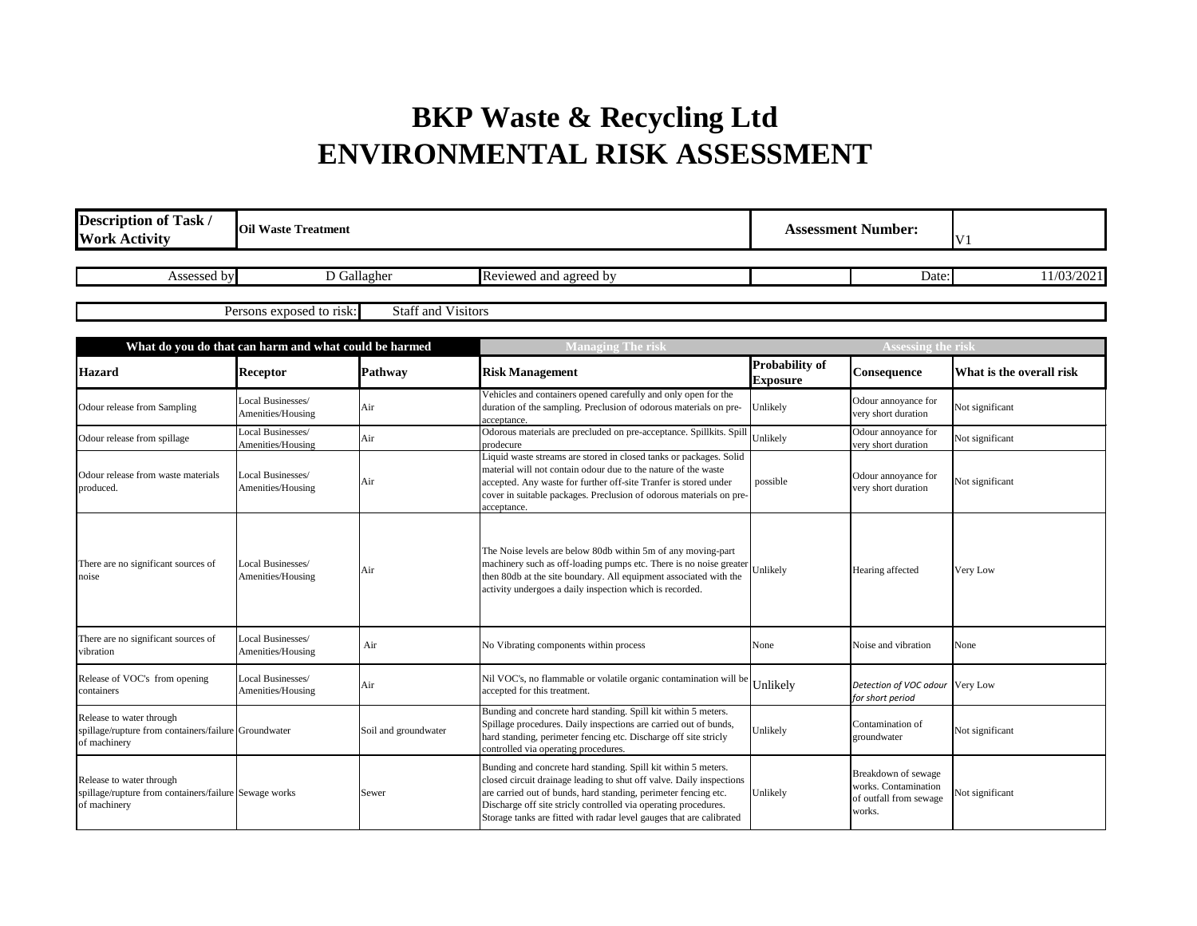# BKP Waste & Recycling Ltd
# ENVIRONMENTAL RISK ASSESSMENT

| **Description of Task / Work Activity** | **Oil Waste Treatment** | **Assessment Number:** | V1 |
|---|---|---|---|

| Assessed by | D Gallagher | Reviewed and agreed by | | Date: | 11/03/2021 |
|---|---|---|---|---|---|

| Persons exposed to risk: | Staff and Visitors |
|---|---|

| **What do you do that can harm and what could be harmed** | | | **Managing The risk** | **Assessing the risk** | | |
|---|---|---|---|---|---|---|
| **Hazard** | **Receptor** | **Pathway** | **Risk Management** | **Probability of Exposure** | **Consequence** | **What is the overall risk** |
| Odour release from Sampling | Local Businesses/ Amenities/Housing | Air | Vehicles and containers opened carefully and only open for the duration of the sampling. Preclusion of odorous materials on pre-acceptance. | Unlikely | Odour annoyance for very short duration | Not significant |
| Odour release from spillage | Local Businesses/ Amenities/Housing | Air | Odorous materials are precluded on pre-acceptance. Spillkits. Spill prodecure | Unlikely | Odour annoyance for very short duration | Not significant |
| Odour release from waste materials produced. | Local Businesses/ Amenities/Housing | Air | Liquid waste streams are stored in closed tanks or packages. Solid material will not contain odour due to the nature of the waste accepted. Any waste for further off-site Tranfer is stored under cover in suitable packages. Preclusion of odorous materials on pre-acceptance. | possible | Odour annoyance for very short duration | Not significant |
| There are no significant sources of noise | Local Businesses/ Amenities/Housing | Air | The Noise levels are below 80db within 5m of any moving-part machinery such as off-loading pumps etc. There is no noise greater then 80db at the site boundary. All equipment associated with the activity undergoes a daily inspection which is recorded. | Unlikely | Hearing affected | Very Low |
| There are no significant sources of vibration | Local Businesses/ Amenities/Housing | Air | No Vibrating components within process | None | Noise and vibration | None |
| Release of VOC's from opening containers | Local Businesses/ Amenities/Housing | Air | Nil VOC's, no flammable or volatile organic contamination will be accepted for this treatment. | Unlikely | *Detection of VOC odour for short period* | Very Low |
| Release to water through spillage/rupture from containers/failure of machinery | Groundwater | Soil and groundwater | Bunding and concrete hard standing. Spill kit within 5 meters. Spillage procedures. Daily inspections are carried out of bunds, hard standing, perimeter fencing etc. Discharge off site stricly controlled via operating procedures. | Unlikely | Contamination of groundwater | Not significant |
| Release to water through spillage/rupture from containers/failure of machinery | Sewage works | Sewer | Bunding and concrete hard standing. Spill kit within 5 meters. closed circuit drainage leading to shut off valve. Daily inspections are carried out of bunds, hard standing, perimeter fencing etc. Discharge off site stricly controlled via operating procedures. Storage tanks are fitted with radar level gauges that are calibrated | Unlikely | Breakdown of sewage works. Contamination of outfall from sewage works. | Not significant |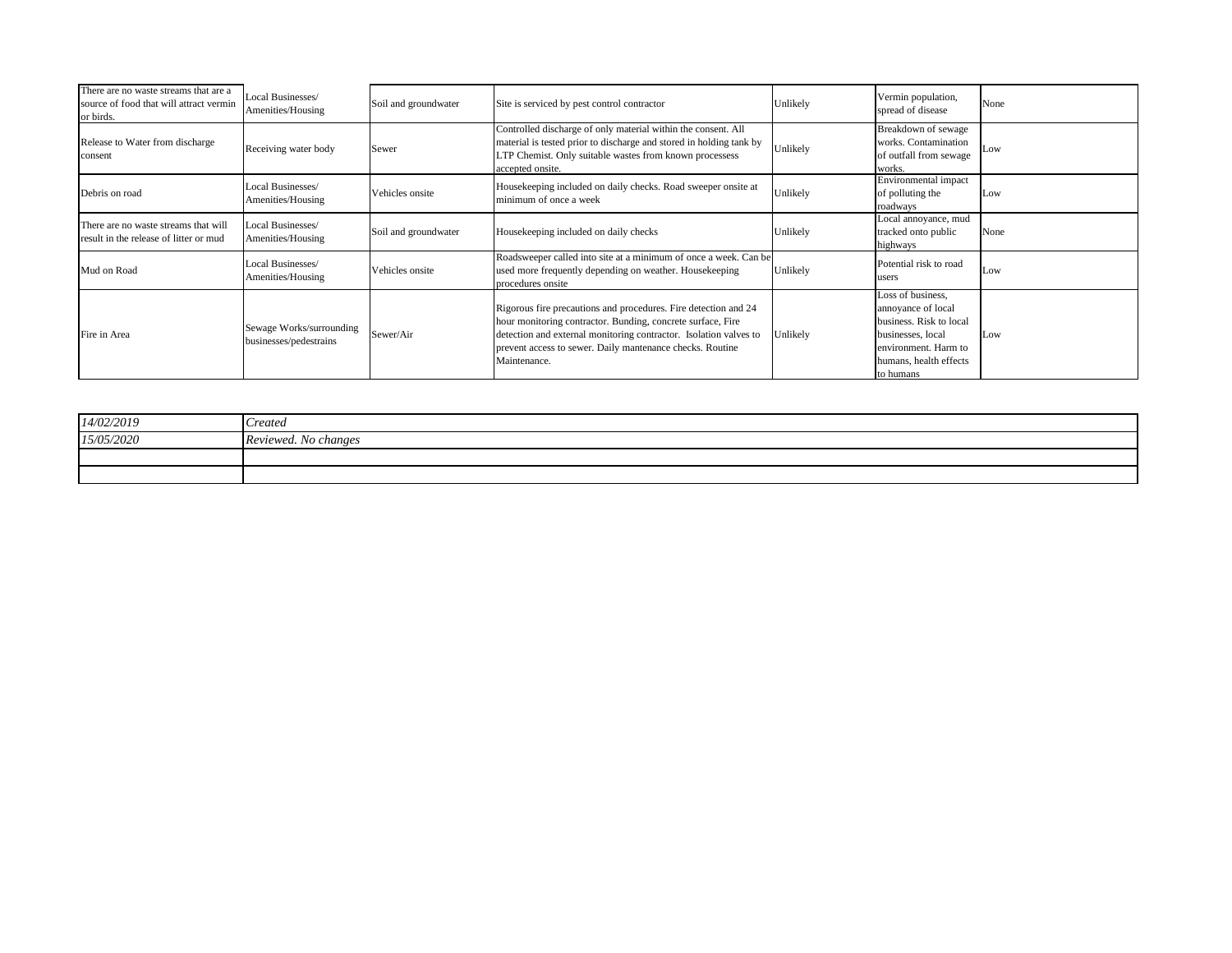| | | | | | | |
|---|---|---|---|---|---|---|
| There are no waste streams that are a source of food that will attract vermin or birds. | Local Businesses/ Amenities/Housing | Soil and groundwater | Site is serviced by pest control contractor | Unlikely | Vermin population, spread of disease | None |
| Release to Water from discharge consent | Receiving water body | Sewer | Controlled discharge of only material within the consent. All material is tested prior to discharge and stored in holding tank by LTP Chemist. Only suitable wastes from known processess accepted onsite. | Unlikely | Breakdown of sewage works. Contamination of outfall from sewage works. | Low |
| Debris on road | Local Businesses/ Amenities/Housing | Vehicles onsite | Housekeeping included on daily checks. Road sweeper onsite at minimum of once a week | Unlikely | Environmental impact of polluting the roadways | Low |
| There are no waste streams that will result in the release of litter or mud | Local Businesses/ Amenities/Housing | Soil and groundwater | Housekeeping included on daily checks | Unlikely | Local annoyance, mud tracked onto public highways | None |
| Mud on Road | Local Businesses/ Amenities/Housing | Vehicles onsite | Roadsweeper called into site at a minimum of once a week. Can be used more frequently depending on weather. Housekeeping procedures onsite | Unlikely | Potential risk to road users | Low |
| Fire in Area | Sewage Works/surrounding businesses/pedestrains | Sewer/Air | Rigorous fire precautions and procedures. Fire detection and 24 hour monitoring contractor. Bunding, concrete surface, Fire detection and external monitoring contractor. Isolation valves to prevent access to sewer. Daily mantenance checks. Routine Maintenance. | Unlikely | Loss of business, annoyance of local business. Risk to local businesses, local environment. Harm to humans, health effects to humans | Low |

| | |
|---|---|
| *14/02/2019* | *Created* |
| *15/05/2020* | *Reviewed. No changes* |
| | |
| | |